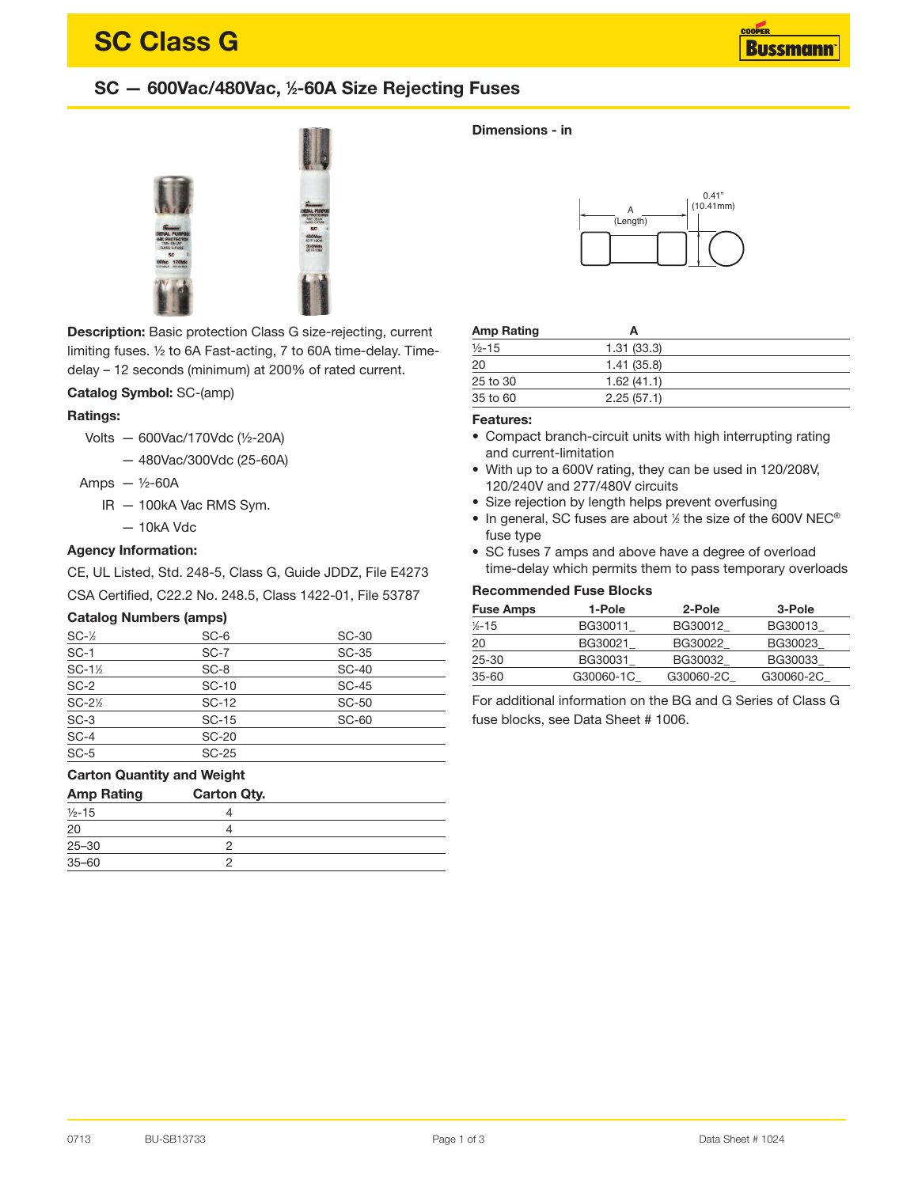# SC Class G

## SC — 600Vac/480Vac, ½-60A Size Rejecting Fuses

**Description:** Basic protection Class G size-rejecting, current limiting fuses. ½ to 6A Fast-acting, 7 to 60A time-delay. Time-delay – 12 seconds (minimum) at 200% of rated current.

**Catalog Symbol:** SC-(amp)

**Ratings:**

Volts — 600Vac/170Vdc (½-20A)
— 480Vac/300Vdc (25-60A)

Amps — ½-60A

IR — 100kA Vac RMS Sym.
— 10kA Vdc

**Agency Information:**

CE, UL Listed, Std. 248-5, Class G, Guide JDDZ, File E4273

CSA Certified, C22.2 No. 248.5, Class 1422-01, File 53787

**Catalog Numbers (amps)**

| | | |
|---|---|---|
| SC-½ | SC-6 | SC-30 |
| SC-1 | SC-7 | SC-35 |
| SC-1½ | SC-8 | SC-40 |
| SC-2 | SC-10 | SC-45 |
| SC-2½ | SC-12 | SC-50 |
| SC-3 | SC-15 | SC-60 |
| SC-4 | SC-20 | |
| SC-5 | SC-25 | |

**Carton Quantity and Weight**

| Amp Rating | Carton Qty. |
|---|---|
| ½-15 | 4 |
| 20 | 4 |
| 25–30 | 2 |
| 35–60 | 2 |

**Dimensions - in**

A (Length)

0.41" (10.41mm)

| Amp Rating | A |
|---|---|
| ½-15 | 1.31 (33.3) |
| 20 | 1.41 (35.8) |
| 25 to 30 | 1.62 (41.1) |
| 35 to 60 | 2.25 (57.1) |

**Features:**

- Compact branch-circuit units with high interrupting rating and current-limitation
- With up to a 600V rating, they can be used in 120/208V, 120/240V and 277/480V circuits
- Size rejection by length helps prevent overfusing
- In general, SC fuses are about ½ the size of the 600V NEC® fuse type
- SC fuses 7 amps and above have a degree of overload time-delay which permits them to pass temporary overloads

**Recommended Fuse Blocks**

| Fuse Amps | 1-Pole | 2-Pole | 3-Pole |
|---|---|---|---|
| ½-15 | BG30011_ | BG30012_ | BG30013_ |
| 20 | BG30021_ | BG30022_ | BG30023_ |
| 25-30 | BG30031_ | BG30032_ | BG30033_ |
| 35-60 | G30060-1C_ | G30060-2C_ | G30060-2C_ |

For additional information on the BG and G Series of Class G fuse blocks, see Data Sheet # 1006.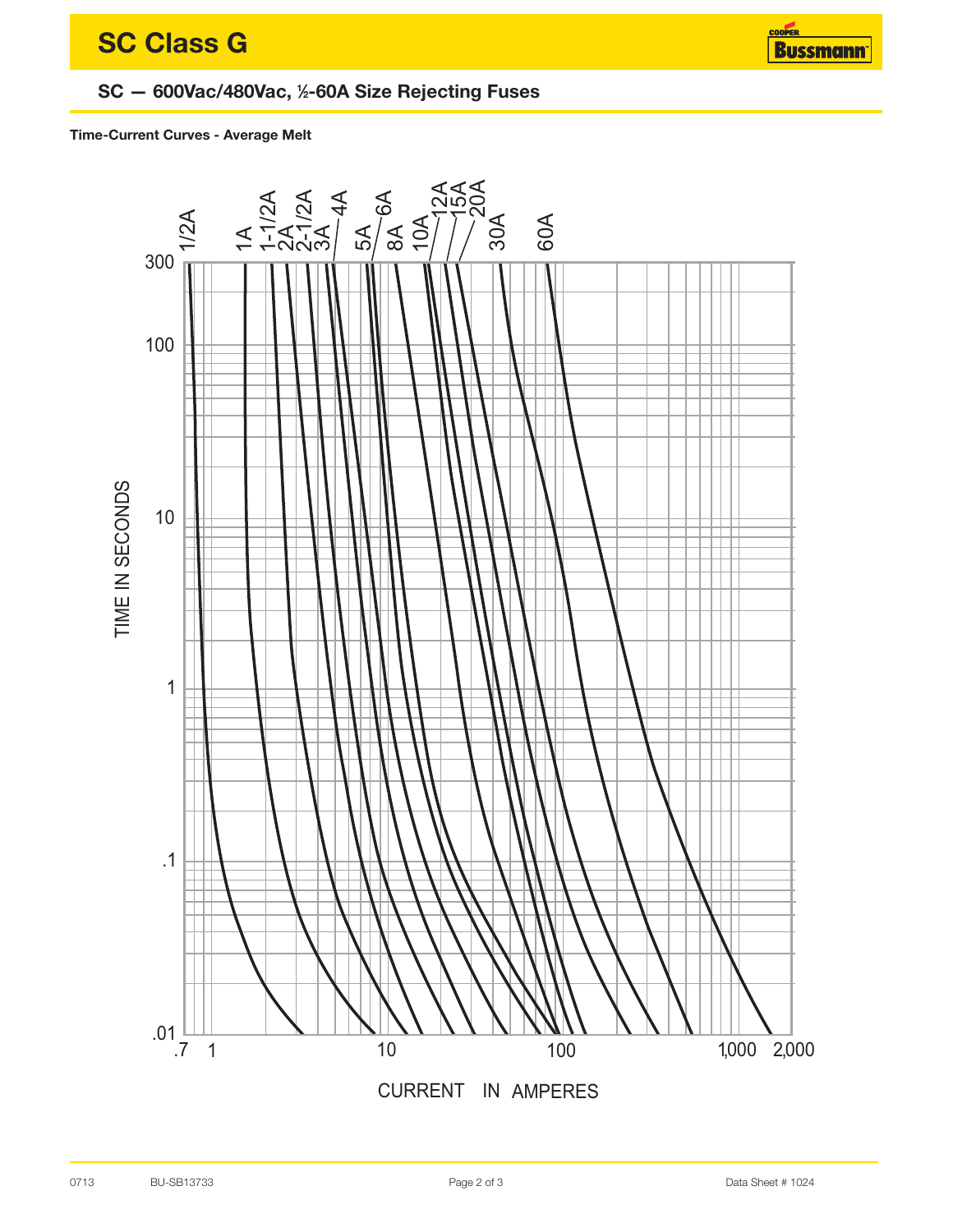# SC Class G

## SC — 600Vac/480Vac, ½-60A Size Rejecting Fuses

**Time-Current Curves - Average Melt**

1/2A, 1A, 1-1/2A, 2A, 2-1/2A, 3A, 4A, 5A, 6A, 8A, 10A, 12A, 15A, 20A, 30A, 60A

TIME IN SECONDS: 300, 100, 10, 1, .1, .01

CURRENT IN AMPERES: .7, 1, 10, 100, 1,000, 2,000

0713 BU-SB13733 Data Sheet # 1024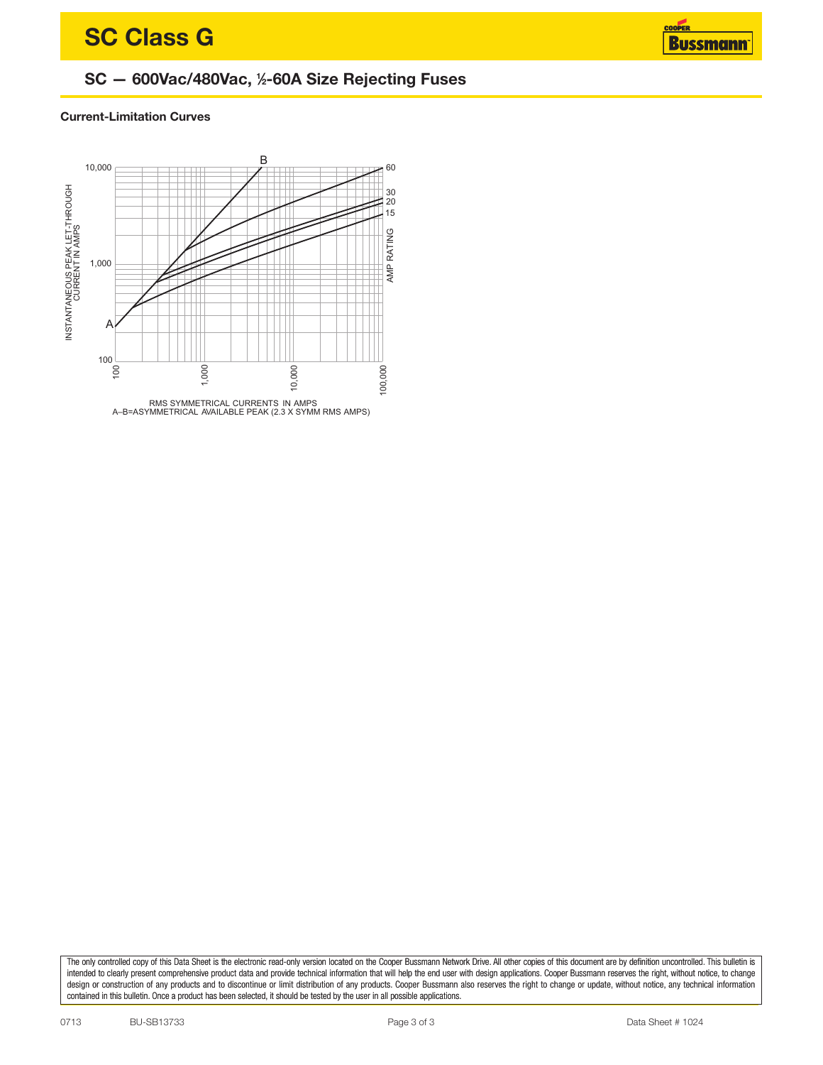# SC Class G

## SC — 600Vac/480Vac, ½-60A Size Rejecting Fuses

### Current-Limitation Curves

INSTANTANEOUS PEAK LET-THROUGH CURRENT IN AMPS

10,000

1,000

100

100

1,000

10,000

100,000

A

B

60

30

20

15

AMP RATING

RMS SYMMETRICAL CURRENTS IN AMPS
A–B=ASYMMETRICAL AVAILABLE PEAK (2.3 X SYMM RMS AMPS)

The only controlled copy of this Data Sheet is the electronic read-only version located on the Cooper Bussmann Network Drive. All other copies of this document are by definition uncontrolled. This bulletin is intended to clearly present comprehensive product data and provide technical information that will help the end user with design applications. Cooper Bussmann reserves the right, without notice, to change design or construction of any products and to discontinue or limit distribution of any products. Cooper Bussmann also reserves the right to change or update, without notice, any technical information contained in this bulletin. Once a product has been selected, it should be tested by the user in all possible applications.

0713 BU-SB13733 Data Sheet # 1024